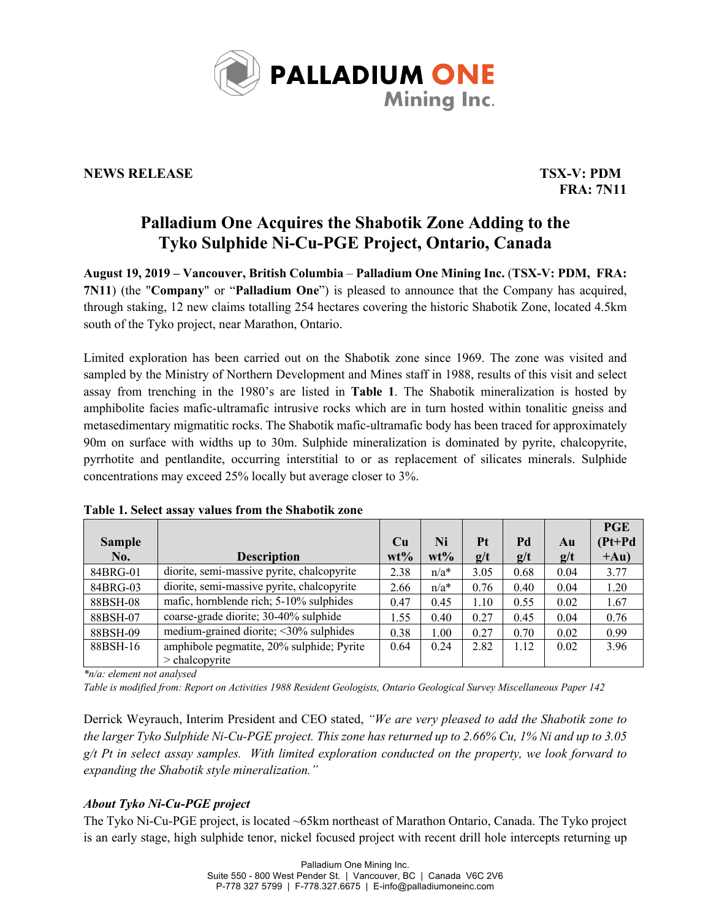**PALLADIUM ONE Mining Inc.**

**NEWS RELEASE** **TSX-V: PDM**
**FRA: 7N11**

# Palladium One Acquires the Shabotik Zone Adding to the Tyko Sulphide Ni-Cu-PGE Project, Ontario, Canada

**August 19, 2019 – Vancouver, British Columbia** – **Palladium One Mining Inc.** (**TSX-V: PDM, FRA: 7N11**) (the "**Company**" or "**Palladium One**") is pleased to announce that the Company has acquired, through staking, 12 new claims totalling 254 hectares covering the historic Shabotik Zone, located 4.5km south of the Tyko project, near Marathon, Ontario.

Limited exploration has been carried out on the Shabotik zone since 1969. The zone was visited and sampled by the Ministry of Northern Development and Mines staff in 1988, results of this visit and select assay from trenching in the 1980's are listed in **Table 1**. The Shabotik mineralization is hosted by amphibolite facies mafic-ultramafic intrusive rocks which are in turn hosted within tonalitic gneiss and metasedimentary migmatitic rocks. The Shabotik mafic-ultramafic body has been traced for approximately 90m on surface with widths up to 30m. Sulphide mineralization is dominated by pyrite, chalcopyrite, pyrrhotite and pentlandite, occurring interstitial to or as replacement of silicates minerals. Sulphide concentrations may exceed 25% locally but average closer to 3%.

**Table 1. Select assay values from the Shabotik zone**

| Sample No. | Description | Cu wt% | Ni wt% | Pt g/t | Pd g/t | Au g/t | PGE (Pt+Pd +Au) |
|---|---|---|---|---|---|---|---|
| 84BRG-01 | diorite, semi-massive pyrite, chalcopyrite | 2.38 | n/a* | 3.05 | 0.68 | 0.04 | 3.77 |
| 84BRG-03 | diorite, semi-massive pyrite, chalcopyrite | 2.66 | n/a* | 0.76 | 0.40 | 0.04 | 1.20 |
| 88BSH-08 | mafic, hornblende rich; 5-10% sulphides | 0.47 | 0.45 | 1.10 | 0.55 | 0.02 | 1.67 |
| 88BSH-07 | coarse-grade diorite; 30-40% sulphide | 1.55 | 0.40 | 0.27 | 0.45 | 0.04 | 0.76 |
| 88BSH-09 | medium-grained diorite; <30% sulphides | 0.38 | 1.00 | 0.27 | 0.70 | 0.02 | 0.99 |
| 88BSH-16 | amphibole pegmatite, 20% sulphide; Pyrite > chalcopyrite | 0.64 | 0.24 | 2.82 | 1.12 | 0.02 | 3.96 |

*\*n/a: element not analysed*
*Table is modified from: Report on Activities 1988 Resident Geologists, Ontario Geological Survey Miscellaneous Paper 142*

Derrick Weyrauch, Interim President and CEO stated, *"We are very pleased to add the Shabotik zone to the larger Tyko Sulphide Ni-Cu-PGE project. This zone has returned up to 2.66% Cu, 1% Ni and up to 3.05 g/t Pt in select assay samples. With limited exploration conducted on the property, we look forward to expanding the Shabotik style mineralization."*

### *About Tyko Ni-Cu-PGE project*

The Tyko Ni-Cu-PGE project, is located ~65km northeast of Marathon Ontario, Canada. The Tyko project is an early stage, high sulphide tenor, nickel focused project with recent drill hole intercepts returning up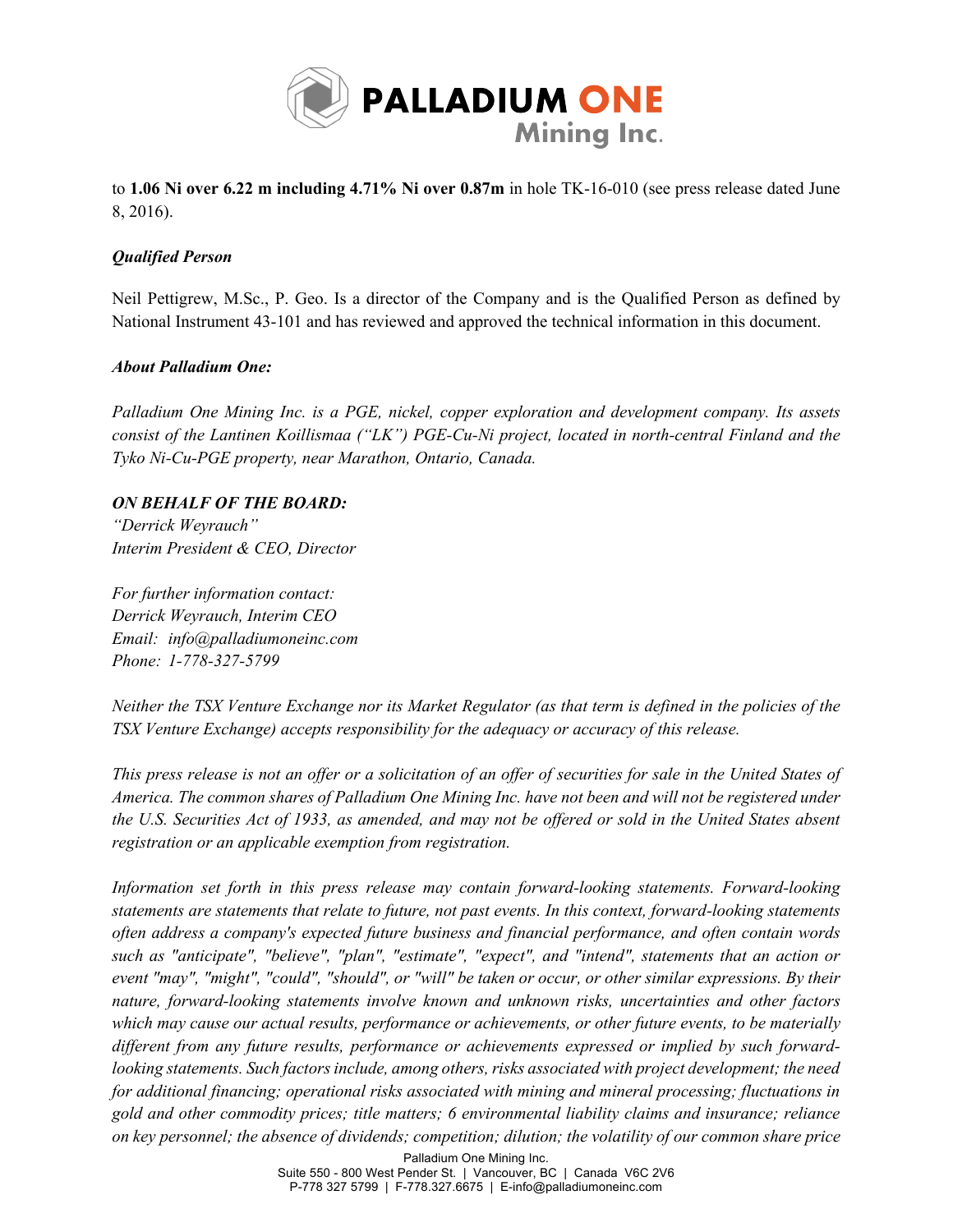to **1.06 Ni over 6.22 m including 4.71% Ni over 0.87m** in hole TK-16-010 (see press release dated June 8, 2016).

***Qualified Person***

Neil Pettigrew, M.Sc., P. Geo. Is a director of the Company and is the Qualified Person as defined by National Instrument 43-101 and has reviewed and approved the technical information in this document.

***About Palladium One:***

*Palladium One Mining Inc. is a PGE, nickel, copper exploration and development company. Its assets consist of the Lantinen Koillismaa ("LK") PGE-Cu-Ni project, located in north-central Finland and the Tyko Ni-Cu-PGE property, near Marathon, Ontario, Canada.*

***ON BEHALF OF THE BOARD:***
*"Derrick Weyrauch"*
*Interim President & CEO, Director*

*For further information contact:*
*Derrick Weyrauch, Interim CEO*
*Email: info@palladiumoneinc.com*
*Phone: 1-778-327-5799*

*Neither the TSX Venture Exchange nor its Market Regulator (as that term is defined in the policies of the TSX Venture Exchange) accepts responsibility for the adequacy or accuracy of this release.*

*This press release is not an offer or a solicitation of an offer of securities for sale in the United States of America. The common shares of Palladium One Mining Inc. have not been and will not be registered under the U.S. Securities Act of 1933, as amended, and may not be offered or sold in the United States absent registration or an applicable exemption from registration.*

*Information set forth in this press release may contain forward-looking statements. Forward-looking statements are statements that relate to future, not past events. In this context, forward-looking statements often address a company's expected future business and financial performance, and often contain words such as "anticipate", "believe", "plan", "estimate", "expect", and "intend", statements that an action or event "may", "might", "could", "should", or "will" be taken or occur, or other similar expressions. By their nature, forward-looking statements involve known and unknown risks, uncertainties and other factors which may cause our actual results, performance or achievements, or other future events, to be materially different from any future results, performance or achievements expressed or implied by such forward-looking statements. Such factors include, among others, risks associated with project development; the need for additional financing; operational risks associated with mining and mineral processing; fluctuations in gold and other commodity prices; title matters; 6 environmental liability claims and insurance; reliance on key personnel; the absence of dividends; competition; dilution; the volatility of our common share price*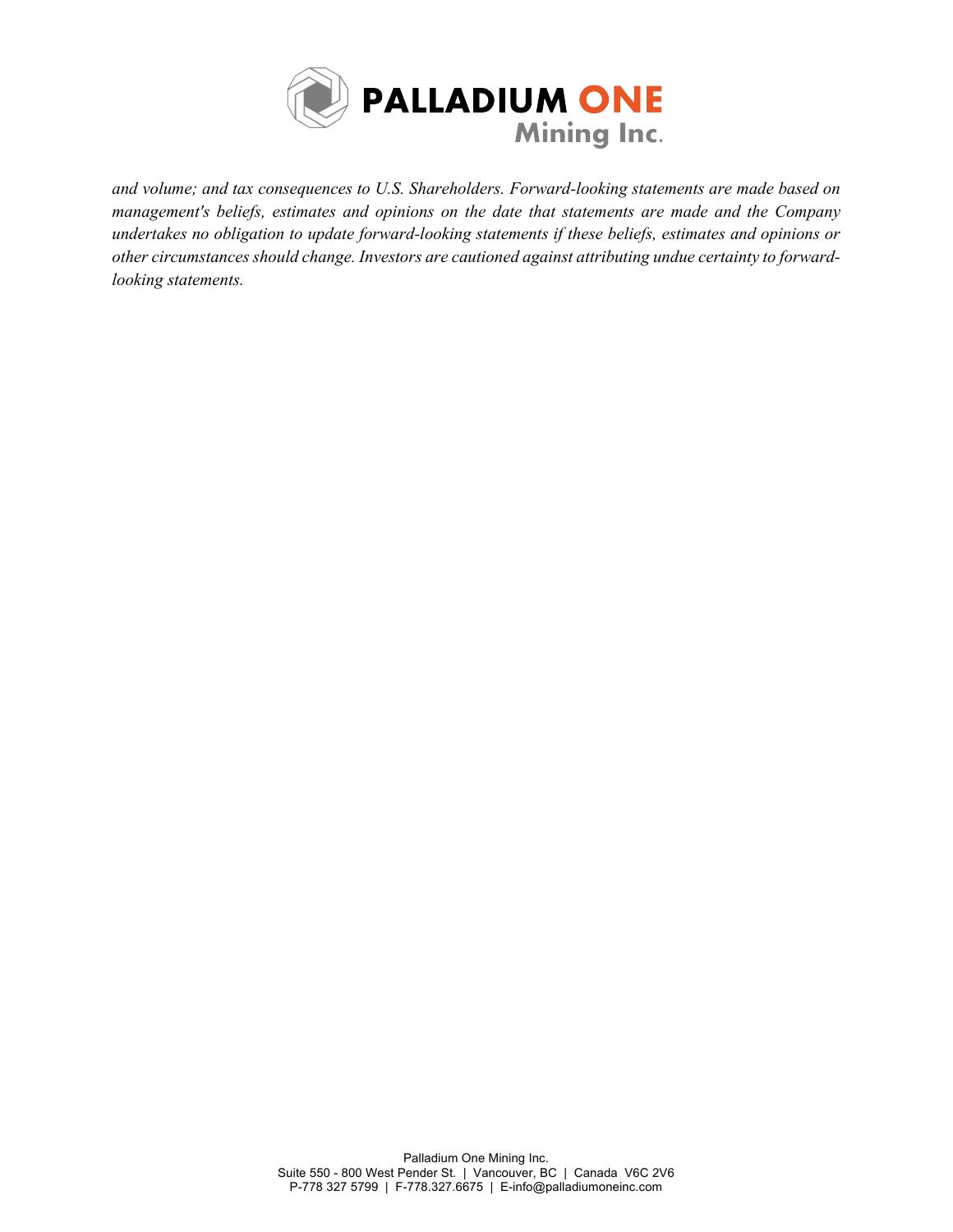*and volume; and tax consequences to U.S. Shareholders. Forward-looking statements are made based on management's beliefs, estimates and opinions on the date that statements are made and the Company undertakes no obligation to update forward-looking statements if these beliefs, estimates and opinions or other circumstances should change. Investors are cautioned against attributing undue certainty to forward-looking statements.*